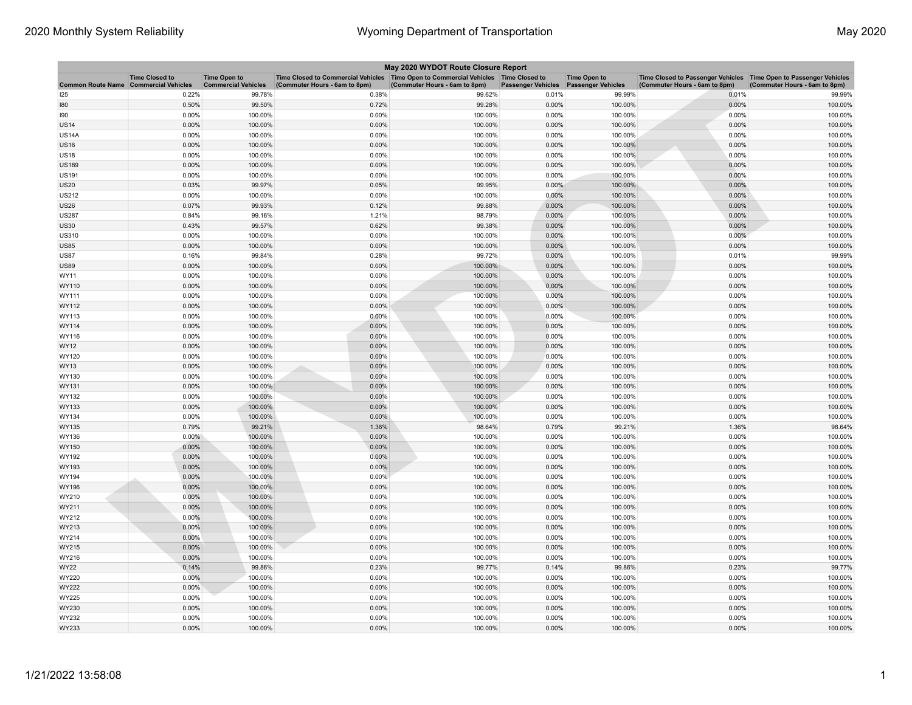| May 2020 WYDOT Route Closure Report | | | | | | | | |
|---|---|---|---|---|---|---|---|---|
| Common Route Name | Time Closed to Commercial Vehicles | Time Open to Commercial Vehicles | Time Closed to Commercial Vehicles (Commuter Hours - 6am to 8pm) | Time Open to Commercial Vehicles (Commuter Hours - 6am to 8pm) | Time Closed to Passenger Vehicles | Time Open to Passenger Vehicles | Time Closed to Passenger Vehicles (Commuter Hours - 6am to 8pm) | Time Open to Passenger Vehicles (Commuter Hours - 6am to 8pm) |
| I25 | 0.22% | 99.78% | 0.38% | 99.62% | 0.01% | 99.99% | 0.01% | 99.99% |
| I80 | 0.50% | 99.50% | 0.72% | 99.28% | 0.00% | 100.00% | 0.00% | 100.00% |
| I90 | 0.00% | 100.00% | 0.00% | 100.00% | 0.00% | 100.00% | 0.00% | 100.00% |
| US14 | 0.00% | 100.00% | 0.00% | 100.00% | 0.00% | 100.00% | 0.00% | 100.00% |
| US14A | 0.00% | 100.00% | 0.00% | 100.00% | 0.00% | 100.00% | 0.00% | 100.00% |
| US16 | 0.00% | 100.00% | 0.00% | 100.00% | 0.00% | 100.00% | 0.00% | 100.00% |
| US18 | 0.00% | 100.00% | 0.00% | 100.00% | 0.00% | 100.00% | 0.00% | 100.00% |
| US189 | 0.00% | 100.00% | 0.00% | 100.00% | 0.00% | 100.00% | 0.00% | 100.00% |
| US191 | 0.00% | 100.00% | 0.00% | 100.00% | 0.00% | 100.00% | 0.00% | 100.00% |
| US20 | 0.03% | 99.97% | 0.05% | 99.95% | 0.00% | 100.00% | 0.00% | 100.00% |
| US212 | 0.00% | 100.00% | 0.00% | 100.00% | 0.00% | 100.00% | 0.00% | 100.00% |
| US26 | 0.07% | 99.93% | 0.12% | 99.88% | 0.00% | 100.00% | 0.00% | 100.00% |
| US287 | 0.84% | 99.16% | 1.21% | 98.79% | 0.00% | 100.00% | 0.00% | 100.00% |
| US30 | 0.43% | 99.57% | 0.62% | 99.38% | 0.00% | 100.00% | 0.00% | 100.00% |
| US310 | 0.00% | 100.00% | 0.00% | 100.00% | 0.00% | 100.00% | 0.00% | 100.00% |
| US85 | 0.00% | 100.00% | 0.00% | 100.00% | 0.00% | 100.00% | 0.00% | 100.00% |
| US87 | 0.16% | 99.84% | 0.28% | 99.72% | 0.00% | 100.00% | 0.01% | 99.99% |
| US89 | 0.00% | 100.00% | 0.00% | 100.00% | 0.00% | 100.00% | 0.00% | 100.00% |
| WY11 | 0.00% | 100.00% | 0.00% | 100.00% | 0.00% | 100.00% | 0.00% | 100.00% |
| WY110 | 0.00% | 100.00% | 0.00% | 100.00% | 0.00% | 100.00% | 0.00% | 100.00% |
| WY111 | 0.00% | 100.00% | 0.00% | 100.00% | 0.00% | 100.00% | 0.00% | 100.00% |
| WY112 | 0.00% | 100.00% | 0.00% | 100.00% | 0.00% | 100.00% | 0.00% | 100.00% |
| WY113 | 0.00% | 100.00% | 0.00% | 100.00% | 0.00% | 100.00% | 0.00% | 100.00% |
| WY114 | 0.00% | 100.00% | 0.00% | 100.00% | 0.00% | 100.00% | 0.00% | 100.00% |
| WY116 | 0.00% | 100.00% | 0.00% | 100.00% | 0.00% | 100.00% | 0.00% | 100.00% |
| WY12 | 0.00% | 100.00% | 0.00% | 100.00% | 0.00% | 100.00% | 0.00% | 100.00% |
| WY120 | 0.00% | 100.00% | 0.00% | 100.00% | 0.00% | 100.00% | 0.00% | 100.00% |
| WY13 | 0.00% | 100.00% | 0.00% | 100.00% | 0.00% | 100.00% | 0.00% | 100.00% |
| WY130 | 0.00% | 100.00% | 0.00% | 100.00% | 0.00% | 100.00% | 0.00% | 100.00% |
| WY131 | 0.00% | 100.00% | 0.00% | 100.00% | 0.00% | 100.00% | 0.00% | 100.00% |
| WY132 | 0.00% | 100.00% | 0.00% | 100.00% | 0.00% | 100.00% | 0.00% | 100.00% |
| WY133 | 0.00% | 100.00% | 0.00% | 100.00% | 0.00% | 100.00% | 0.00% | 100.00% |
| WY134 | 0.00% | 100.00% | 0.00% | 100.00% | 0.00% | 100.00% | 0.00% | 100.00% |
| WY135 | 0.79% | 99.21% | 1.36% | 98.64% | 0.79% | 99.21% | 1.36% | 98.64% |
| WY136 | 0.00% | 100.00% | 0.00% | 100.00% | 0.00% | 100.00% | 0.00% | 100.00% |
| WY150 | 0.00% | 100.00% | 0.00% | 100.00% | 0.00% | 100.00% | 0.00% | 100.00% |
| WY192 | 0.00% | 100.00% | 0.00% | 100.00% | 0.00% | 100.00% | 0.00% | 100.00% |
| WY193 | 0.00% | 100.00% | 0.00% | 100.00% | 0.00% | 100.00% | 0.00% | 100.00% |
| WY194 | 0.00% | 100.00% | 0.00% | 100.00% | 0.00% | 100.00% | 0.00% | 100.00% |
| WY196 | 0.00% | 100.00% | 0.00% | 100.00% | 0.00% | 100.00% | 0.00% | 100.00% |
| WY210 | 0.00% | 100.00% | 0.00% | 100.00% | 0.00% | 100.00% | 0.00% | 100.00% |
| WY211 | 0.00% | 100.00% | 0.00% | 100.00% | 0.00% | 100.00% | 0.00% | 100.00% |
| WY212 | 0.00% | 100.00% | 0.00% | 100.00% | 0.00% | 100.00% | 0.00% | 100.00% |
| WY213 | 0.00% | 100.00% | 0.00% | 100.00% | 0.00% | 100.00% | 0.00% | 100.00% |
| WY214 | 0.00% | 100.00% | 0.00% | 100.00% | 0.00% | 100.00% | 0.00% | 100.00% |
| WY215 | 0.00% | 100.00% | 0.00% | 100.00% | 0.00% | 100.00% | 0.00% | 100.00% |
| WY216 | 0.00% | 100.00% | 0.00% | 100.00% | 0.00% | 100.00% | 0.00% | 100.00% |
| WY22 | 0.14% | 99.86% | 0.23% | 99.77% | 0.14% | 99.86% | 0.23% | 99.77% |
| WY220 | 0.00% | 100.00% | 0.00% | 100.00% | 0.00% | 100.00% | 0.00% | 100.00% |
| WY222 | 0.00% | 100.00% | 0.00% | 100.00% | 0.00% | 100.00% | 0.00% | 100.00% |
| WY225 | 0.00% | 100.00% | 0.00% | 100.00% | 0.00% | 100.00% | 0.00% | 100.00% |
| WY230 | 0.00% | 100.00% | 0.00% | 100.00% | 0.00% | 100.00% | 0.00% | 100.00% |
| WY232 | 0.00% | 100.00% | 0.00% | 100.00% | 0.00% | 100.00% | 0.00% | 100.00% |
| WY233 | 0.00% | 100.00% | 0.00% | 100.00% | 0.00% | 100.00% | 0.00% | 100.00% |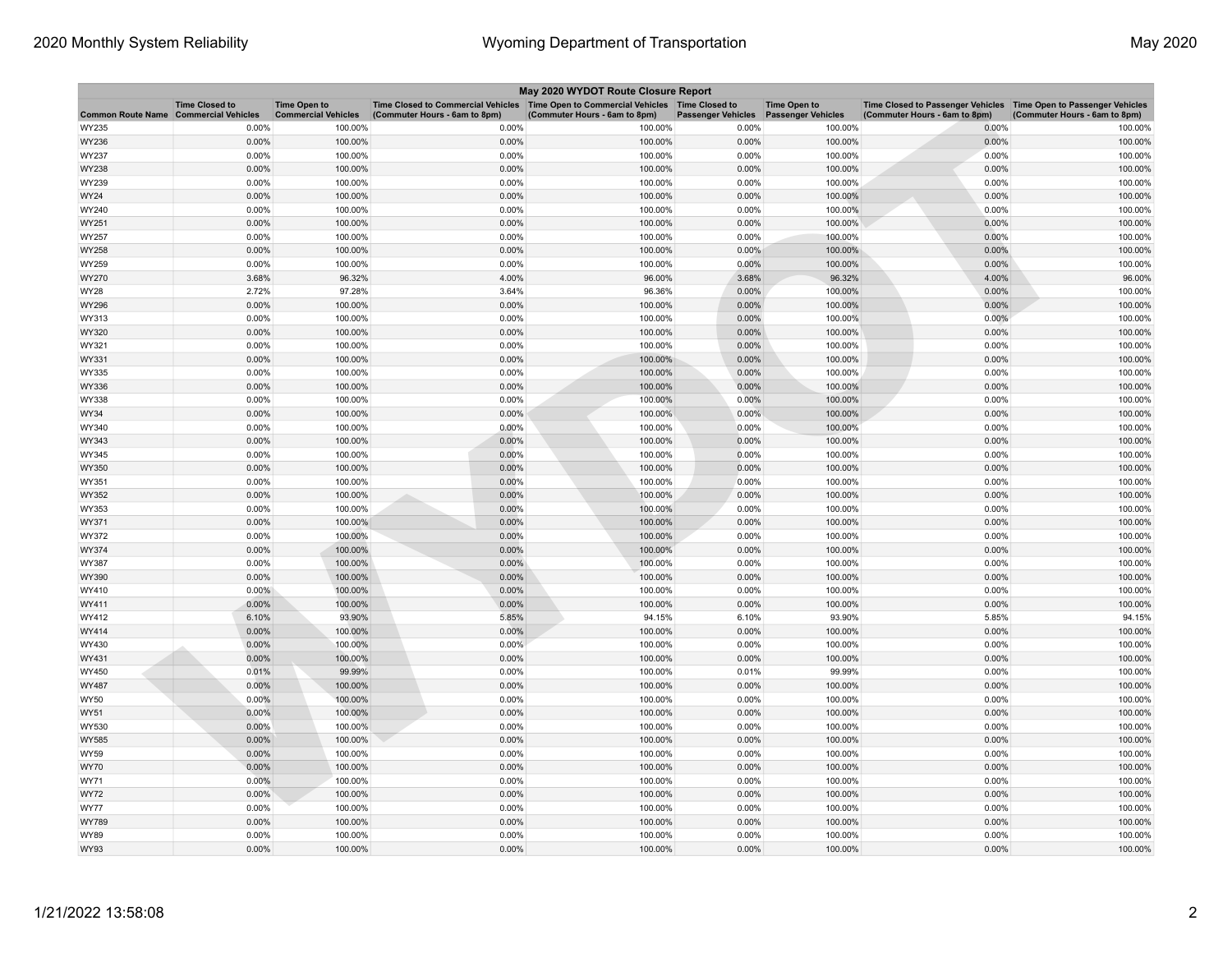| May 2020 WYDOT Route Closure Report | | | | | | | | |
|---|---|---|---|---|---|---|---|---|
| Common Route Name | Time Closed to Commercial Vehicles | Time Open to Commercial Vehicles | Time Closed to Commercial Vehicles (Commuter Hours - 6am to 8pm) | Time Open to Commercial Vehicles (Commuter Hours - 6am to 8pm) | Time Closed to Passenger Vehicles | Time Open to Passenger Vehicles | Time Closed to Passenger Vehicles (Commuter Hours - 6am to 8pm) | Time Open to Passenger Vehicles (Commuter Hours - 6am to 8pm) |
| WY235 | 0.00% | 100.00% | 0.00% | 100.00% | 0.00% | 100.00% | 0.00% | 100.00% |
| WY236 | 0.00% | 100.00% | 0.00% | 100.00% | 0.00% | 100.00% | 0.00% | 100.00% |
| WY237 | 0.00% | 100.00% | 0.00% | 100.00% | 0.00% | 100.00% | 0.00% | 100.00% |
| WY238 | 0.00% | 100.00% | 0.00% | 100.00% | 0.00% | 100.00% | 0.00% | 100.00% |
| WY239 | 0.00% | 100.00% | 0.00% | 100.00% | 0.00% | 100.00% | 0.00% | 100.00% |
| WY24 | 0.00% | 100.00% | 0.00% | 100.00% | 0.00% | 100.00% | 0.00% | 100.00% |
| WY240 | 0.00% | 100.00% | 0.00% | 100.00% | 0.00% | 100.00% | 0.00% | 100.00% |
| WY251 | 0.00% | 100.00% | 0.00% | 100.00% | 0.00% | 100.00% | 0.00% | 100.00% |
| WY257 | 0.00% | 100.00% | 0.00% | 100.00% | 0.00% | 100.00% | 0.00% | 100.00% |
| WY258 | 0.00% | 100.00% | 0.00% | 100.00% | 0.00% | 100.00% | 0.00% | 100.00% |
| WY259 | 0.00% | 100.00% | 0.00% | 100.00% | 0.00% | 100.00% | 0.00% | 100.00% |
| WY270 | 3.68% | 96.32% | 4.00% | 96.00% | 3.68% | 96.32% | 4.00% | 96.00% |
| WY28 | 2.72% | 97.28% | 3.64% | 96.36% | 0.00% | 100.00% | 0.00% | 100.00% |
| WY296 | 0.00% | 100.00% | 0.00% | 100.00% | 0.00% | 100.00% | 0.00% | 100.00% |
| WY313 | 0.00% | 100.00% | 0.00% | 100.00% | 0.00% | 100.00% | 0.00% | 100.00% |
| WY320 | 0.00% | 100.00% | 0.00% | 100.00% | 0.00% | 100.00% | 0.00% | 100.00% |
| WY321 | 0.00% | 100.00% | 0.00% | 100.00% | 0.00% | 100.00% | 0.00% | 100.00% |
| WY331 | 0.00% | 100.00% | 0.00% | 100.00% | 0.00% | 100.00% | 0.00% | 100.00% |
| WY335 | 0.00% | 100.00% | 0.00% | 100.00% | 0.00% | 100.00% | 0.00% | 100.00% |
| WY336 | 0.00% | 100.00% | 0.00% | 100.00% | 0.00% | 100.00% | 0.00% | 100.00% |
| WY338 | 0.00% | 100.00% | 0.00% | 100.00% | 0.00% | 100.00% | 0.00% | 100.00% |
| WY34 | 0.00% | 100.00% | 0.00% | 100.00% | 0.00% | 100.00% | 0.00% | 100.00% |
| WY340 | 0.00% | 100.00% | 0.00% | 100.00% | 0.00% | 100.00% | 0.00% | 100.00% |
| WY343 | 0.00% | 100.00% | 0.00% | 100.00% | 0.00% | 100.00% | 0.00% | 100.00% |
| WY345 | 0.00% | 100.00% | 0.00% | 100.00% | 0.00% | 100.00% | 0.00% | 100.00% |
| WY350 | 0.00% | 100.00% | 0.00% | 100.00% | 0.00% | 100.00% | 0.00% | 100.00% |
| WY351 | 0.00% | 100.00% | 0.00% | 100.00% | 0.00% | 100.00% | 0.00% | 100.00% |
| WY352 | 0.00% | 100.00% | 0.00% | 100.00% | 0.00% | 100.00% | 0.00% | 100.00% |
| WY353 | 0.00% | 100.00% | 0.00% | 100.00% | 0.00% | 100.00% | 0.00% | 100.00% |
| WY371 | 0.00% | 100.00% | 0.00% | 100.00% | 0.00% | 100.00% | 0.00% | 100.00% |
| WY372 | 0.00% | 100.00% | 0.00% | 100.00% | 0.00% | 100.00% | 0.00% | 100.00% |
| WY374 | 0.00% | 100.00% | 0.00% | 100.00% | 0.00% | 100.00% | 0.00% | 100.00% |
| WY387 | 0.00% | 100.00% | 0.00% | 100.00% | 0.00% | 100.00% | 0.00% | 100.00% |
| WY390 | 0.00% | 100.00% | 0.00% | 100.00% | 0.00% | 100.00% | 0.00% | 100.00% |
| WY410 | 0.00% | 100.00% | 0.00% | 100.00% | 0.00% | 100.00% | 0.00% | 100.00% |
| WY411 | 0.00% | 100.00% | 0.00% | 100.00% | 0.00% | 100.00% | 0.00% | 100.00% |
| WY412 | 6.10% | 93.90% | 5.85% | 94.15% | 6.10% | 93.90% | 5.85% | 94.15% |
| WY414 | 0.00% | 100.00% | 0.00% | 100.00% | 0.00% | 100.00% | 0.00% | 100.00% |
| WY430 | 0.00% | 100.00% | 0.00% | 100.00% | 0.00% | 100.00% | 0.00% | 100.00% |
| WY431 | 0.00% | 100.00% | 0.00% | 100.00% | 0.00% | 100.00% | 0.00% | 100.00% |
| WY450 | 0.01% | 99.99% | 0.00% | 100.00% | 0.01% | 99.99% | 0.00% | 100.00% |
| WY487 | 0.00% | 100.00% | 0.00% | 100.00% | 0.00% | 100.00% | 0.00% | 100.00% |
| WY50 | 0.00% | 100.00% | 0.00% | 100.00% | 0.00% | 100.00% | 0.00% | 100.00% |
| WY51 | 0.00% | 100.00% | 0.00% | 100.00% | 0.00% | 100.00% | 0.00% | 100.00% |
| WY530 | 0.00% | 100.00% | 0.00% | 100.00% | 0.00% | 100.00% | 0.00% | 100.00% |
| WY585 | 0.00% | 100.00% | 0.00% | 100.00% | 0.00% | 100.00% | 0.00% | 100.00% |
| WY59 | 0.00% | 100.00% | 0.00% | 100.00% | 0.00% | 100.00% | 0.00% | 100.00% |
| WY70 | 0.00% | 100.00% | 0.00% | 100.00% | 0.00% | 100.00% | 0.00% | 100.00% |
| WY71 | 0.00% | 100.00% | 0.00% | 100.00% | 0.00% | 100.00% | 0.00% | 100.00% |
| WY72 | 0.00% | 100.00% | 0.00% | 100.00% | 0.00% | 100.00% | 0.00% | 100.00% |
| WY77 | 0.00% | 100.00% | 0.00% | 100.00% | 0.00% | 100.00% | 0.00% | 100.00% |
| WY789 | 0.00% | 100.00% | 0.00% | 100.00% | 0.00% | 100.00% | 0.00% | 100.00% |
| WY89 | 0.00% | 100.00% | 0.00% | 100.00% | 0.00% | 100.00% | 0.00% | 100.00% |
| WY93 | 0.00% | 100.00% | 0.00% | 100.00% | 0.00% | 100.00% | 0.00% | 100.00% |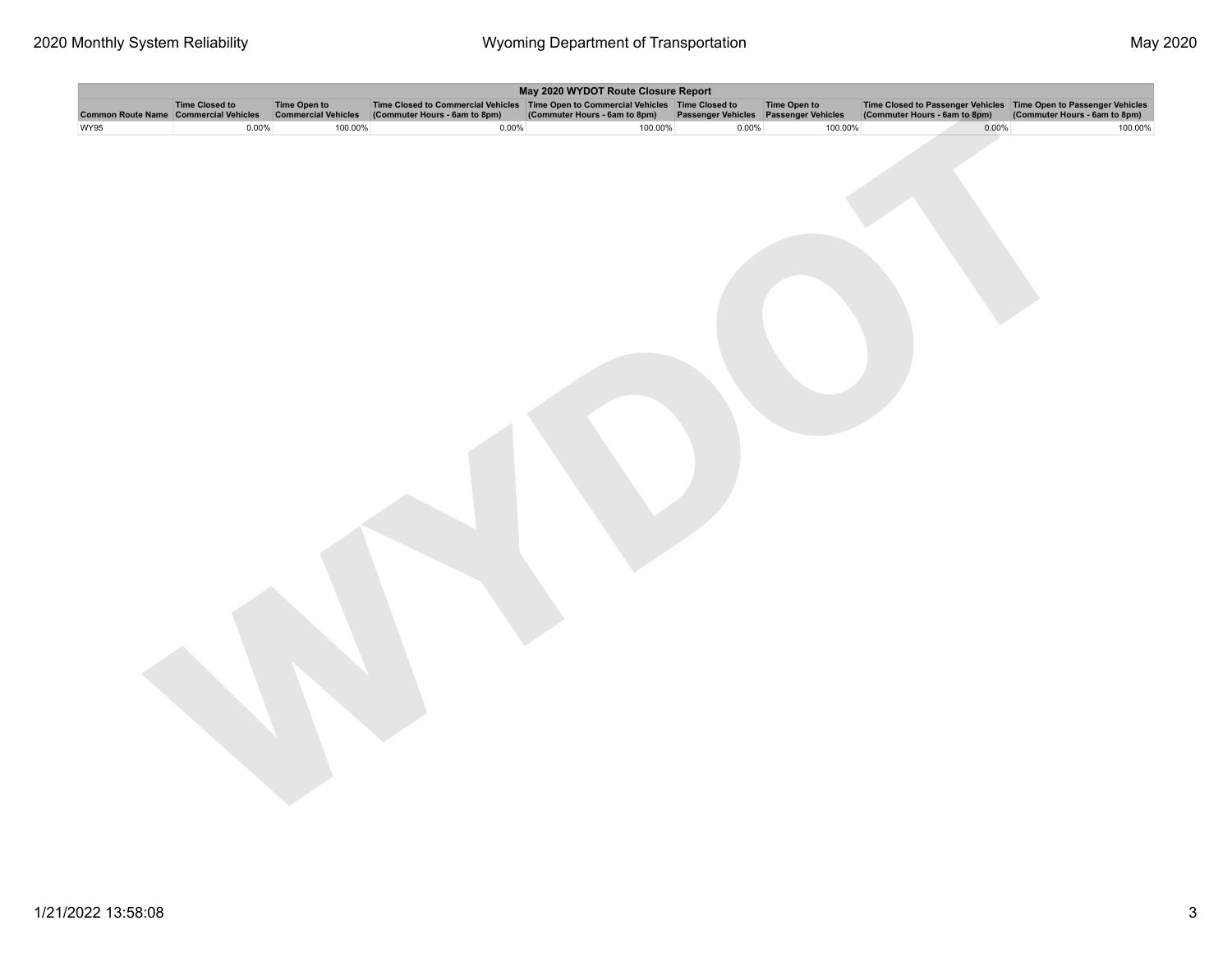| May 2020 WYDOT Route Closure Report | | | | | | | | |
|---|---|---|---|---|---|---|---|---|
| Common Route Name | Time Closed to Commercial Vehicles | Time Open to Commercial Vehicles | Time Closed to Commercial Vehicles (Commuter Hours - 6am to 8pm) | Time Open to Commercial Vehicles (Commuter Hours - 6am to 8pm) | Time Closed to Passenger Vehicles | Time Open to Passenger Vehicles | Time Closed to Passenger Vehicles (Commuter Hours - 6am to 8pm) | Time Open to Passenger Vehicles (Commuter Hours - 6am to 8pm) |
| WY95 | 0.00% | 100.00% | 0.00% | 100.00% | 0.00% | 100.00% | 0.00% | 100.00% |